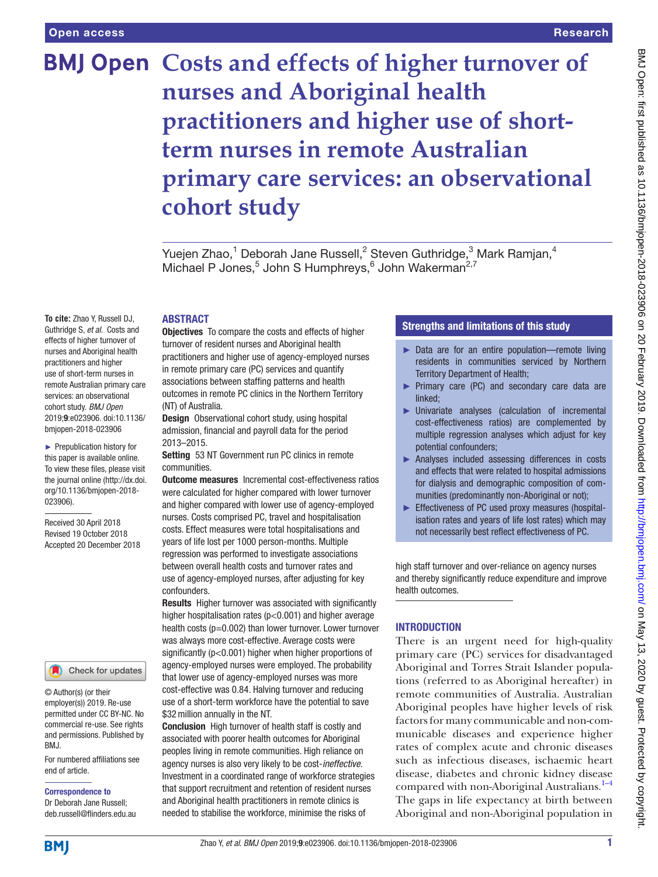# Costs and effects of higher turnover of nurses and Aboriginal health practitioners and higher use of short-term nurses in remote Australian primary care services: an observational cohort study

Yuejen Zhao,[1] Deborah Jane Russell,[2] Steven Guthridge,[3] Mark Ramjan,[4] Michael P Jones,[5] John S Humphreys,[6] John Wakerman[2,7]

**To cite:** Zhao Y, Russell DJ, Guthridge S, *et al*. Costs and effects of higher turnover of nurses and Aboriginal health practitioners and higher use of short-term nurses in remote Australian primary care services: an observational cohort study. *BMJ Open* 2019;**9**:e023906. doi:10.1136/bmjopen-2018-023906

► Prepublication history for this paper is available online. To view these files, please visit the journal online (http://dx.doi.org/10.1136/bmjopen-2018-023906).

Received 30 April 2018
Revised 19 October 2018
Accepted 20 December 2018

© Author(s) (or their employer(s)) 2019. Re-use permitted under CC BY-NC. No commercial re-use. See rights and permissions. Published by BMJ.

For numbered affiliations see end of article.

**Correspondence to**
Dr Deborah Jane Russell; deb.russell@flinders.edu.au

## ABSTRACT

**Objectives** To compare the costs and effects of higher turnover of resident nurses and Aboriginal health practitioners and higher use of agency-employed nurses in remote primary care (PC) services and quantify associations between staffing patterns and health outcomes in remote PC clinics in the Northern Territory (NT) of Australia.

**Design** Observational cohort study, using hospital admission, financial and payroll data for the period 2013–2015.

**Setting** 53 NT Government run PC clinics in remote communities.

**Outcome measures** Incremental cost-effectiveness ratios were calculated for higher compared with lower turnover and higher compared with lower use of agency-employed nurses. Costs comprised PC, travel and hospitalisation costs. Effect measures were total hospitalisations and years of life lost per 1000 person-months. Multiple regression was performed to investigate associations between overall health costs and turnover rates and use of agency-employed nurses, after adjusting for key confounders.

**Results** Higher turnover was associated with significantly higher hospitalisation rates ($p<0.001$) and higher average health costs ($p=0.002$) than lower turnover. Lower turnover was always more cost-effective. Average costs were significantly ($p<0.001$) higher when higher proportions of agency-employed nurses were employed. The probability that lower use of agency-employed nurses was more cost-effective was 0.84. Halving turnover and reducing use of a short-term workforce have the potential to save $32 million annually in the NT.

**Conclusion** High turnover of health staff is costly and associated with poorer health outcomes for Aboriginal peoples living in remote communities. High reliance on agency nurses is also very likely to be cost-*ineffective*. Investment in a coordinated range of workforce strategies that support recruitment and retention of resident nurses and Aboriginal health practitioners in remote clinics is needed to stabilise the workforce, minimise the risks of high staff turnover and over-reliance on agency nurses and thereby significantly reduce expenditure and improve health outcomes.

## Strengths and limitations of this study

- ► Data are for an entire population—remote living residents in communities serviced by Northern Territory Department of Health;
- ► Primary care (PC) and secondary care data are linked;
- ► Univariate analyses (calculation of incremental cost-effectiveness ratios) are complemented by multiple regression analyses which adjust for key potential confounders;
- ► Analyses included assessing differences in costs and effects that were related to hospital admissions for dialysis and demographic composition of communities (predominantly non-Aboriginal or not);
- ► Effectiveness of PC used proxy measures (hospitalisation rates and years of life lost rates) which may not necessarily best reflect effectiveness of PC.

## INTRODUCTION

There is an urgent need for high-quality primary care (PC) services for disadvantaged Aboriginal and Torres Strait Islander populations (referred to as Aboriginal hereafter) in remote communities of Australia. Australian Aboriginal peoples have higher levels of risk factors for many communicable and non-communicable diseases and experience higher rates of complex acute and chronic diseases such as infectious diseases, ischaemic heart disease, diabetes and chronic kidney disease compared with non-Aboriginal Australians.[1–4] The gaps in life expectancy at birth between Aboriginal and non-Aboriginal population in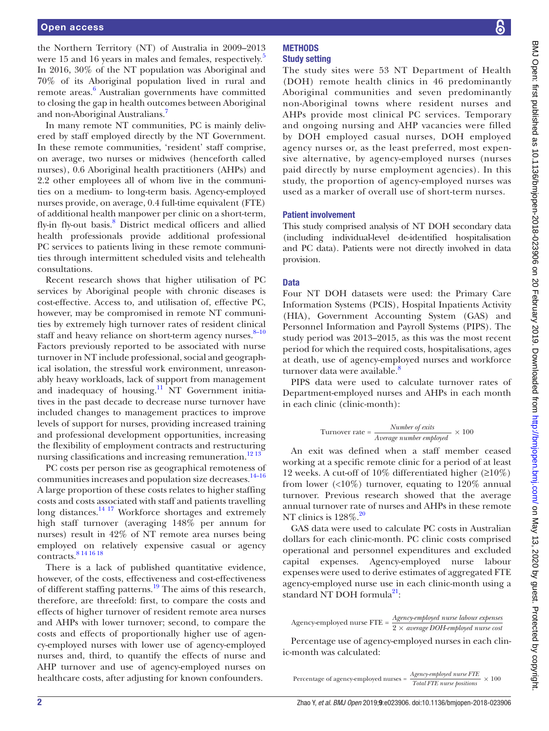the Northern Territory (NT) of Australia in 2009–2013 were 15 and 16 years in males and females, respectively.[5] In 2016, 30% of the NT population was Aboriginal and 70% of its Aboriginal population lived in rural and remote areas.[6] Australian governments have committed to closing the gap in health outcomes between Aboriginal and non-Aboriginal Australians.[7]

In many remote NT communities, PC is mainly delivered by staff employed directly by the NT Government. In these remote communities, 'resident' staff comprise, on average, two nurses or midwives (henceforth called nurses), 0.6 Aboriginal health practitioners (AHPs) and 2.2 other employees all of whom live in the communities on a medium- to long-term basis. Agency-employed nurses provide, on average, 0.4 full-time equivalent (FTE) of additional health manpower per clinic on a short-term, fly-in fly-out basis.[8] District medical officers and allied health professionals provide additional professional PC services to patients living in these remote communities through intermittent scheduled visits and telehealth consultations.

Recent research shows that higher utilisation of PC services by Aboriginal people with chronic diseases is cost-effective. Access to, and utilisation of, effective PC, however, may be compromised in remote NT communities by extremely high turnover rates of resident clinical staff and heavy reliance on short-term agency nurses.[8–10] Factors previously reported to be associated with nurse turnover in NT include professional, social and geographical isolation, the stressful work environment, unreasonably heavy workloads, lack of support from management and inadequacy of housing.[11] NT Government initiatives in the past decade to decrease nurse turnover have included changes to management practices to improve levels of support for nurses, providing increased training and professional development opportunities, increasing the flexibility of employment contracts and restructuring nursing classifications and increasing remuneration.[12,13]

PC costs per person rise as geographical remoteness of communities increases and population size decreases.[14–16] A large proportion of these costs relates to higher staffing costs and costs associated with staff and patients travelling long distances.[14,17] Workforce shortages and extremely high staff turnover (averaging 148% per annum for nurses) result in 42% of NT remote area nurses being employed on relatively expensive casual or agency contracts.[8,14,16,18]

There is a lack of published quantitative evidence, however, of the costs, effectiveness and cost-effectiveness of different staffing patterns.[19] The aims of this research, therefore, are threefold: first, to compare the costs and effects of higher turnover of resident remote area nurses and AHPs with lower turnover; second, to compare the costs and effects of proportionally higher use of agency-employed nurses with lower use of agency-employed nurses and, third, to quantify the effects of nurse and AHP turnover and use of agency-employed nurses on healthcare costs, after adjusting for known confounders.

## METHODS

### Study setting

The study sites were 53 NT Department of Health (DOH) remote health clinics in 46 predominantly Aboriginal communities and seven predominantly non-Aboriginal towns where resident nurses and AHPs provide most clinical PC services. Temporary and ongoing nursing and AHP vacancies were filled by DOH employed casual nurses, DOH employed agency nurses or, as the least preferred, most expensive alternative, by agency-employed nurses (nurses paid directly by nurse employment agencies). In this study, the proportion of agency-employed nurses was used as a marker of overall use of short-term nurses.

### Patient involvement

This study comprised analysis of NT DOH secondary data (including individual-level de-identified hospitalisation and PC data). Patients were not directly involved in data provision.

### Data

Four NT DOH datasets were used: the Primary Care Information Systems (PCIS), Hospital Inpatients Activity (HIA), Government Accounting System (GAS) and Personnel Information and Payroll Systems (PIPS). The study period was 2013–2015, as this was the most recent period for which the required costs, hospitalisations, ages at death, use of agency-employed nurses and workforce turnover data were available.[8]

PIPS data were used to calculate turnover rates of Department-employed nurses and AHPs in each month in each clinic (clinic-month):

$$\text{Turnover rate} = \frac{\textit{Number of exits}}{\textit{Average number employed}} \times 100$$

An exit was defined when a staff member ceased working at a specific remote clinic for a period of at least 12 weeks. A cut-off of 10% differentiated higher (≥10%) from lower (<10%) turnover, equating to 120% annual turnover. Previous research showed that the average annual turnover rate of nurses and AHPs in these remote NT clinics is 128%.[20]

GAS data were used to calculate PC costs in Australian dollars for each clinic-month. PC clinic costs comprised operational and personnel expenditures and excluded capital expenses. Agency-employed nurse labour expenses were used to derive estimates of aggregated FTE agency-employed nurse use in each clinic-month using a standard NT DOH formula[21]:

$$\text{Agency-employed nurse FTE} = \frac{\textit{Agency-employed nurse labour expenses}}{2 \times \textit{average DOH-employed nurse cost}}$$

Percentage use of agency-employed nurses in each clinic-month was calculated:

$$\text{Percentage of agency-employed nurses} = \frac{\textit{Agency-employed nurse FTE}}{\textit{Total FTE nurse positions}} \times 100$$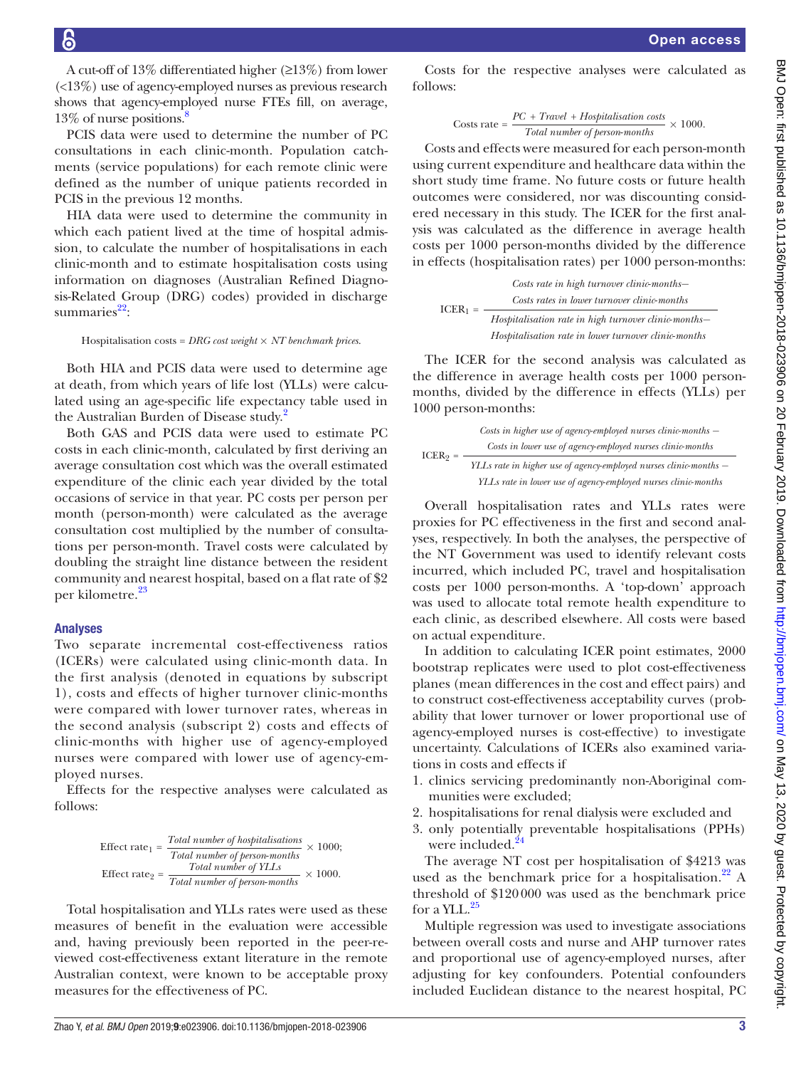A cut-off of 13% differentiated higher (≥13%) from lower (<13%) use of agency-employed nurses as previous research shows that agency-employed nurse FTEs fill, on average, 13% of nurse positions.[8]

PCIS data were used to determine the number of PC consultations in each clinic-month. Population catchments (service populations) for each remote clinic were defined as the number of unique patients recorded in PCIS in the previous 12 months.

HIA data were used to determine the community in which each patient lived at the time of hospital admission, to calculate the number of hospitalisations in each clinic-month and to estimate hospitalisation costs using information on diagnoses (Australian Refined Diagnosis-Related Group (DRG) codes) provided in discharge summaries[22]:

$$\text{Hospitalisation costs} = \textit{DRG cost weight} \times \textit{NT benchmark prices.}$$

Both HIA and PCIS data were used to determine age at death, from which years of life lost (YLLs) were calculated using an age-specific life expectancy table used in the Australian Burden of Disease study.[2]

Both GAS and PCIS data were used to estimate PC costs in each clinic-month, calculated by first deriving an average consultation cost which was the overall estimated expenditure of the clinic each year divided by the total occasions of service in that year. PC costs per person per month (person-month) were calculated as the average consultation cost multiplied by the number of consultations per person-month. Travel costs were calculated by doubling the straight line distance between the resident community and nearest hospital, based on a flat rate of $2 per kilometre.[23]

## Analyses

Two separate incremental cost-effectiveness ratios (ICERs) were calculated using clinic-month data. In the first analysis (denoted in equations by subscript 1), costs and effects of higher turnover clinic-months were compared with lower turnover rates, whereas in the second analysis (subscript 2) costs and effects of clinic-months with higher use of agency-employed nurses were compared with lower use of agency-employed nurses.

Effects for the respective analyses were calculated as follows:

$$\text{Effect rate}_1 = \frac{\textit{Total number of hospitalisations}}{\textit{Total number of person-months}} \times 1000;$$

$$\text{Effect rate}_2 = \frac{\textit{Total number of YLLs}}{\textit{Total number of person-months}} \times 1000.$$

Total hospitalisation and YLLs rates were used as these measures of benefit in the evaluation were accessible and, having previously been reported in the peer-reviewed cost-effectiveness extant literature in the remote Australian context, were known to be acceptable proxy measures for the effectiveness of PC.

Costs for the respective analyses were calculated as follows:

$$\text{Costs rate} = \frac{\textit{PC + Travel + Hospitalisation costs}}{\textit{Total number of person-months}} \times 1000.$$

Costs and effects were measured for each person-month using current expenditure and healthcare data within the short study time frame. No future costs or future health outcomes were considered, nor was discounting considered necessary in this study. The ICER for the first analysis was calculated as the difference in average health costs per 1000 person-months divided by the difference in effects (hospitalisation rates) per 1000 person-months:

$$\text{ICER}_1 = \frac{\textit{Costs rate in high turnover clinic-months} - \textit{Costs rates in lower turnover clinic-months}}{\textit{Hospitalisation rate in high turnover clinic-months} - \textit{Hospitalisation rate in lower turnover clinic-months}}$$

The ICER for the second analysis was calculated as the difference in average health costs per 1000 person-months, divided by the difference in effects (YLLs) per 1000 person-months:

$$\text{ICER}_2 = \frac{\textit{Costs in higher use of agency-employed nurses clinic-months} - \textit{Costs in lower use of agency-employed nurses clinic-months}}{\textit{YLLs rate in higher use of agency-employed nurses clinic-months} - \textit{YLLs rate in lower use of agency-employed nurses clinic-months}}$$

Overall hospitalisation rates and YLLs rates were proxies for PC effectiveness in the first and second analyses, respectively. In both the analyses, the perspective of the NT Government was used to identify relevant costs incurred, which included PC, travel and hospitalisation costs per 1000 person-months. A 'top-down' approach was used to allocate total remote health expenditure to each clinic, as described elsewhere. All costs were based on actual expenditure.

In addition to calculating ICER point estimates, 2000 bootstrap replicates were used to plot cost-effectiveness planes (mean differences in the cost and effect pairs) and to construct cost-effectiveness acceptability curves (probability that lower turnover or lower proportional use of agency-employed nurses is cost-effective) to investigate uncertainty. Calculations of ICERs also examined variations in costs and effects if

1. clinics servicing predominantly non-Aboriginal communities were excluded;
2. hospitalisations for renal dialysis were excluded and
3. only potentially preventable hospitalisations (PPHs) were included.[24]

The average NT cost per hospitalisation of $4213 was used as the benchmark price for a hospitalisation.[22] A threshold of $120 000 was used as the benchmark price for a YLL.[25]

Multiple regression was used to investigate associations between overall costs and nurse and AHP turnover rates and proportional use of agency-employed nurses, after adjusting for key confounders. Potential confounders included Euclidean distance to the nearest hospital, PC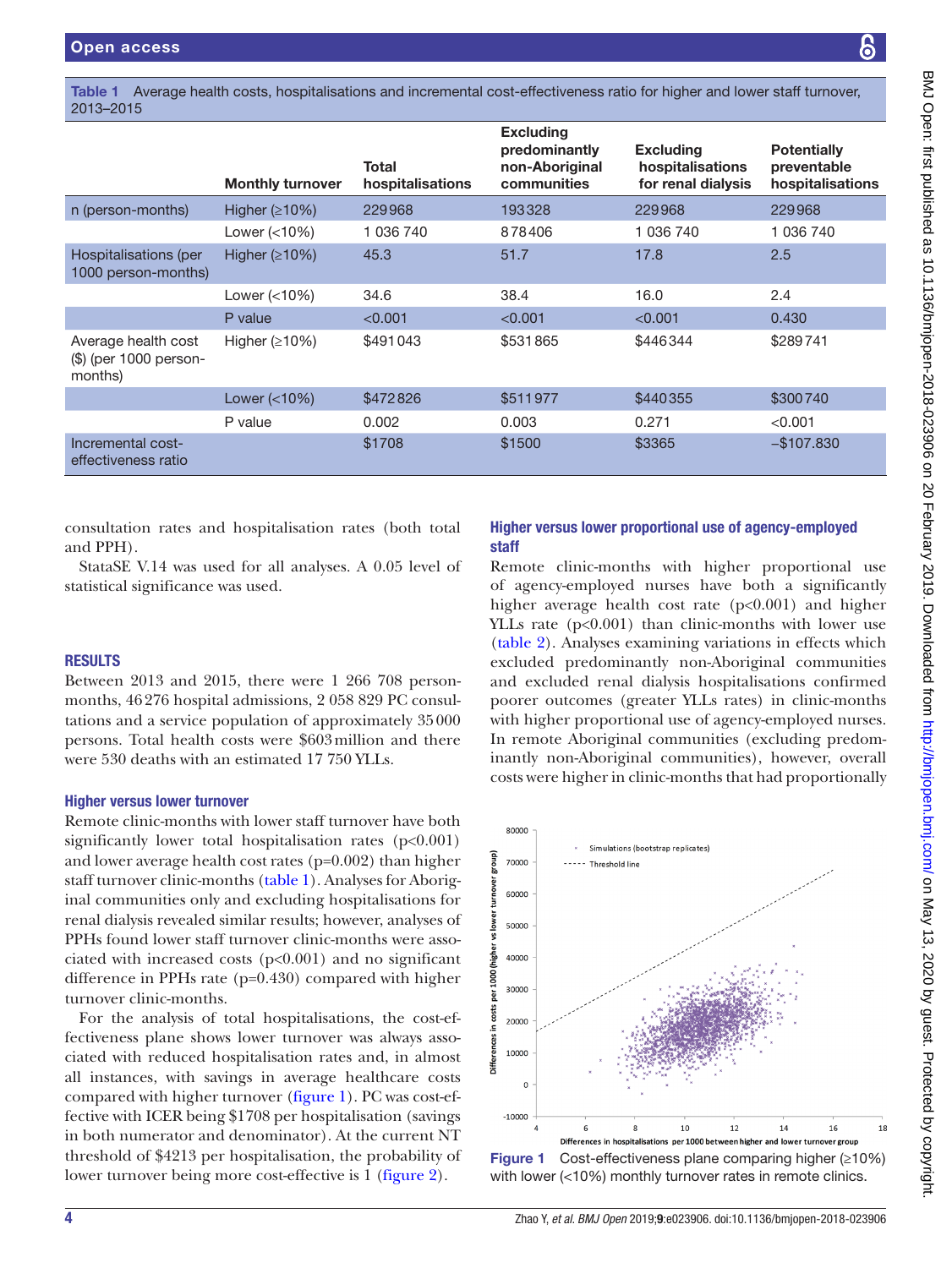**Table 1** Average health costs, hospitalisations and incremental cost-effectiveness ratio for higher and lower staff turnover, 2013–2015

| | Monthly turnover | Total hospitalisations | Excluding predominantly non-Aboriginal communities | Excluding hospitalisations for renal dialysis | Potentially preventable hospitalisations |
|---|---|---|---|---|---|
| n (person-months) | Higher (≥10%) | 229 968 | 193 328 | 229 968 | 229 968 |
| | Lower (<10%) | 1 036 740 | 878 406 | 1 036 740 | 1 036 740 |
| Hospitalisations (per 1000 person-months) | Higher (≥10%) | 45.3 | 51.7 | 17.8 | 2.5 |
| | Lower (<10%) | 34.6 | 38.4 | 16.0 | 2.4 |
| | P value | <0.001 | <0.001 | <0.001 | 0.430 |
| Average health cost ($) (per 1000 person-months) | Higher (≥10%) | $491 043 | $531 865 | $446 344 | $289 741 |
| | Lower (<10%) | $472 826 | $511 977 | $440 355 | $300 740 |
| | P value | 0.002 | 0.003 | 0.271 | <0.001 |
| Incremental cost-effectiveness ratio | | $1708 | $1500 | $3365 | −$107.830 |

consultation rates and hospitalisation rates (both total and PPH).

StataSE V.14 was used for all analyses. A 0.05 level of statistical significance was used.

## RESULTS

Between 2013 and 2015, there were 1 266 708 person-months, 46 276 hospital admissions, 2 058 829 PC consultations and a service population of approximately 35 000 persons. Total health costs were $603 million and there were 530 deaths with an estimated 17 750 YLLs.

### Higher versus lower turnover

Remote clinic-months with lower staff turnover have both significantly lower total hospitalisation rates (p<0.001) and lower average health cost rates (p=0.002) than higher staff turnover clinic-months (table 1). Analyses for Aboriginal communities only and excluding hospitalisations for renal dialysis revealed similar results; however, analyses of PPHs found lower staff turnover clinic-months were associated with increased costs (p<0.001) and no significant difference in PPHs rate (p=0.430) compared with higher turnover clinic-months.

For the analysis of total hospitalisations, the cost-effectiveness plane shows lower turnover was always associated with reduced hospitalisation rates and, in almost all instances, with savings in average healthcare costs compared with higher turnover (figure 1). PC was cost-effective with ICER being $1708 per hospitalisation (savings in both numerator and denominator). At the current NT threshold of $4213 per hospitalisation, the probability of lower turnover being more cost-effective is 1 (figure 2).

### Higher versus lower proportional use of agency-employed staff

Remote clinic-months with higher proportional use of agency-employed nurses have both a significantly higher average health cost rate (p<0.001) and higher YLLs rate (p<0.001) than clinic-months with lower use (table 2). Analyses examining variations in effects which excluded predominantly non-Aboriginal communities and excluded renal dialysis hospitalisations confirmed poorer outcomes (greater YLLs rates) in clinic-months with higher proportional use of agency-employed nurses. In remote Aboriginal communities (excluding predominantly non-Aboriginal communities), however, overall costs were higher in clinic-months that had proportionally

**Figure 1** Cost-effectiveness plane comparing higher (≥10%) with lower (<10%) monthly turnover rates in remote clinics.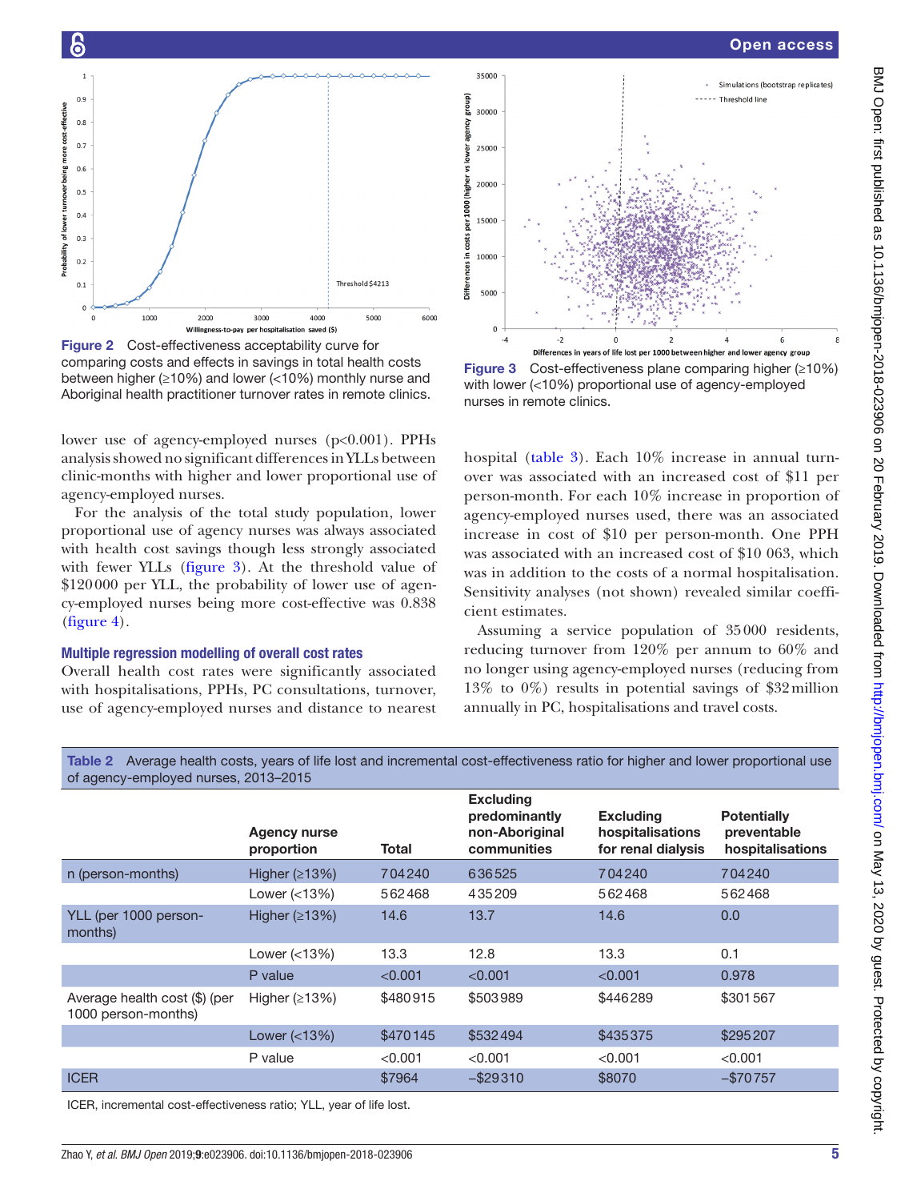Figure 2 Cost-effectiveness acceptability curve for comparing costs and effects in savings in total health costs between higher (≥10%) and lower (<10%) monthly nurse and Aboriginal health practitioner turnover rates in remote clinics.

Figure 3 Cost-effectiveness plane comparing higher (≥10%) with lower (<10%) proportional use of agency-employed nurses in remote clinics.

lower use of agency-employed nurses (p<0.001). PPHs analysis showed no significant differences in YLLs between clinic-months with higher and lower proportional use of agency-employed nurses.

For the analysis of the total study population, lower proportional use of agency nurses was always associated with health cost savings though less strongly associated with fewer YLLs (figure 3). At the threshold value of $120 000 per YLL, the probability of lower use of agency-employed nurses being more cost-effective was 0.838 (figure 4).

### Multiple regression modelling of overall cost rates

Overall health cost rates were significantly associated with hospitalisations, PPHs, PC consultations, turnover, use of agency-employed nurses and distance to nearest hospital (table 3). Each 10% increase in annual turnover was associated with an increased cost of $11 per person-month. For each 10% increase in proportion of agency-employed nurses used, there was an associated increase in cost of $10 per person-month. One PPH was associated with an increased cost of $10 063, which was in addition to the costs of a normal hospitalisation. Sensitivity analyses (not shown) revealed similar coefficient estimates.

Assuming a service population of 35 000 residents, reducing turnover from 120% per annum to 60% and no longer using agency-employed nurses (reducing from 13% to 0%) results in potential savings of $32 million annually in PC, hospitalisations and travel costs.

Table 2 Average health costs, years of life lost and incremental cost-effectiveness ratio for higher and lower proportional use of agency-employed nurses, 2013–2015

| | Agency nurse proportion | Total | Excluding predominantly non-Aboriginal communities | Excluding hospitalisations for renal dialysis | Potentially preventable hospitalisations |
|---|---|---|---|---|---|
| n (person-months) | Higher (≥13%) | 704 240 | 636 525 | 704 240 | 704 240 |
| | Lower (<13%) | 562 468 | 435 209 | 562 468 | 562 468 |
| YLL (per 1000 person-months) | Higher (≥13%) | 14.6 | 13.7 | 14.6 | 0.0 |
| | Lower (<13%) | 13.3 | 12.8 | 13.3 | 0.1 |
| | P value | <0.001 | <0.001 | <0.001 | 0.978 |
| Average health cost ($) (per 1000 person-months) | Higher (≥13%) | $480 915 | $503 989 | $446 289 | $301 567 |
| | Lower (<13%) | $470 145 | $532 494 | $435 375 | $295 207 |
| | P value | <0.001 | <0.001 | <0.001 | <0.001 |
| ICER | | $7964 | −$29 310 | $8070 | −$70 757 |

ICER, incremental cost-effectiveness ratio; YLL, year of life lost.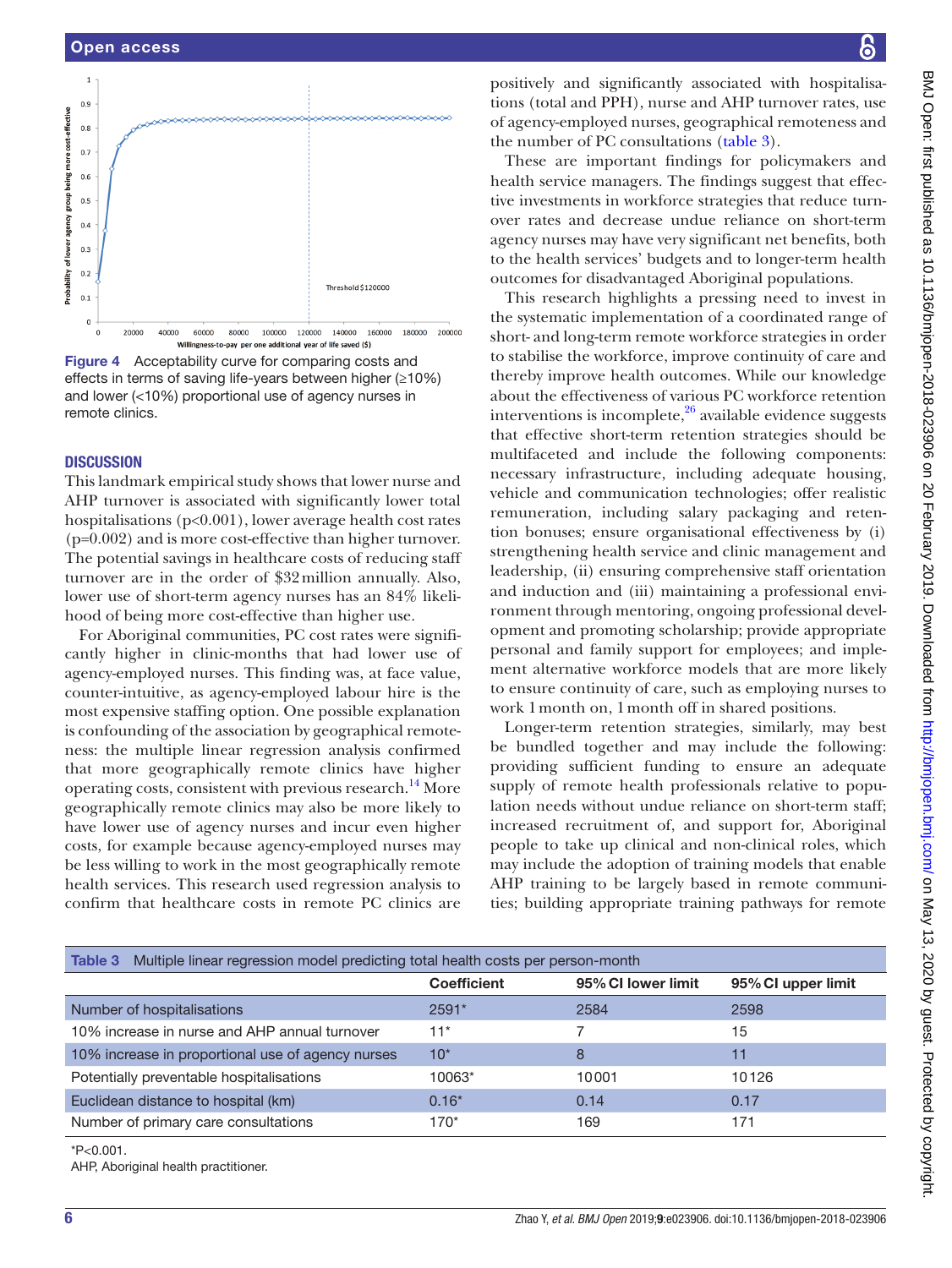Figure 4 Acceptability curve for comparing costs and effects in terms of saving life-years between higher (≥10%) and lower (<10%) proportional use of agency nurses in remote clinics.

## DISCUSSION

This landmark empirical study shows that lower nurse and AHP turnover is associated with significantly lower total hospitalisations ($p<0.001$), lower average health cost rates ($p=0.002$) and is more cost-effective than higher turnover. The potential savings in healthcare costs of reducing staff turnover are in the order of \$32 million annually. Also, lower use of short-term agency nurses has an 84% likelihood of being more cost-effective than higher use.

For Aboriginal communities, PC cost rates were significantly higher in clinic-months that had lower use of agency-employed nurses. This finding was, at face value, counter-intuitive, as agency-employed labour hire is the most expensive staffing option. One possible explanation is confounding of the association by geographical remoteness: the multiple linear regression analysis confirmed that more geographically remote clinics have higher operating costs, consistent with previous research.[14] More geographically remote clinics may also be more likely to have lower use of agency nurses and incur even higher costs, for example because agency-employed nurses may be less willing to work in the most geographically remote health services. This research used regression analysis to confirm that healthcare costs in remote PC clinics are positively and significantly associated with hospitalisations (total and PPH), nurse and AHP turnover rates, use of agency-employed nurses, geographical remoteness and the number of PC consultations (table 3).

These are important findings for policymakers and health service managers. The findings suggest that effective investments in workforce strategies that reduce turnover rates and decrease undue reliance on short-term agency nurses may have very significant net benefits, both to the health services' budgets and to longer-term health outcomes for disadvantaged Aboriginal populations.

This research highlights a pressing need to invest in the systematic implementation of a coordinated range of short- and long-term remote workforce strategies in order to stabilise the workforce, improve continuity of care and thereby improve health outcomes. While our knowledge about the effectiveness of various PC workforce retention interventions is incomplete,[26] available evidence suggests that effective short-term retention strategies should be multifaceted and include the following components: necessary infrastructure, including adequate housing, vehicle and communication technologies; offer realistic remuneration, including salary packaging and retention bonuses; ensure organisational effectiveness by (i) strengthening health service and clinic management and leadership, (ii) ensuring comprehensive staff orientation and induction and (iii) maintaining a professional environment through mentoring, ongoing professional development and promoting scholarship; provide appropriate personal and family support for employees; and implement alternative workforce models that are more likely to ensure continuity of care, such as employing nurses to work 1 month on, 1 month off in shared positions.

Longer-term retention strategies, similarly, may best be bundled together and may include the following: providing sufficient funding to ensure an adequate supply of remote health professionals relative to population needs without undue reliance on short-term staff; increased recruitment of, and support for, Aboriginal people to take up clinical and non-clinical roles, which may include the adoption of training models that enable AHP training to be largely based in remote communities; building appropriate training pathways for remote

**Table 3** Multiple linear regression model predicting total health costs per person-month

| | Coefficient | 95% CI lower limit | 95% CI upper limit |
|---|---|---|---|
| Number of hospitalisations | 2591* | 2584 | 2598 |
| 10% increase in nurse and AHP annual turnover | 11* | 7 | 15 |
| 10% increase in proportional use of agency nurses | 10* | 8 | 11 |
| Potentially preventable hospitalisations | 10063* | 10001 | 10126 |
| Euclidean distance to hospital (km) | 0.16* | 0.14 | 0.17 |
| Number of primary care consultations | 170* | 169 | 171 |

*P<0.001.

AHP, Aboriginal health practitioner.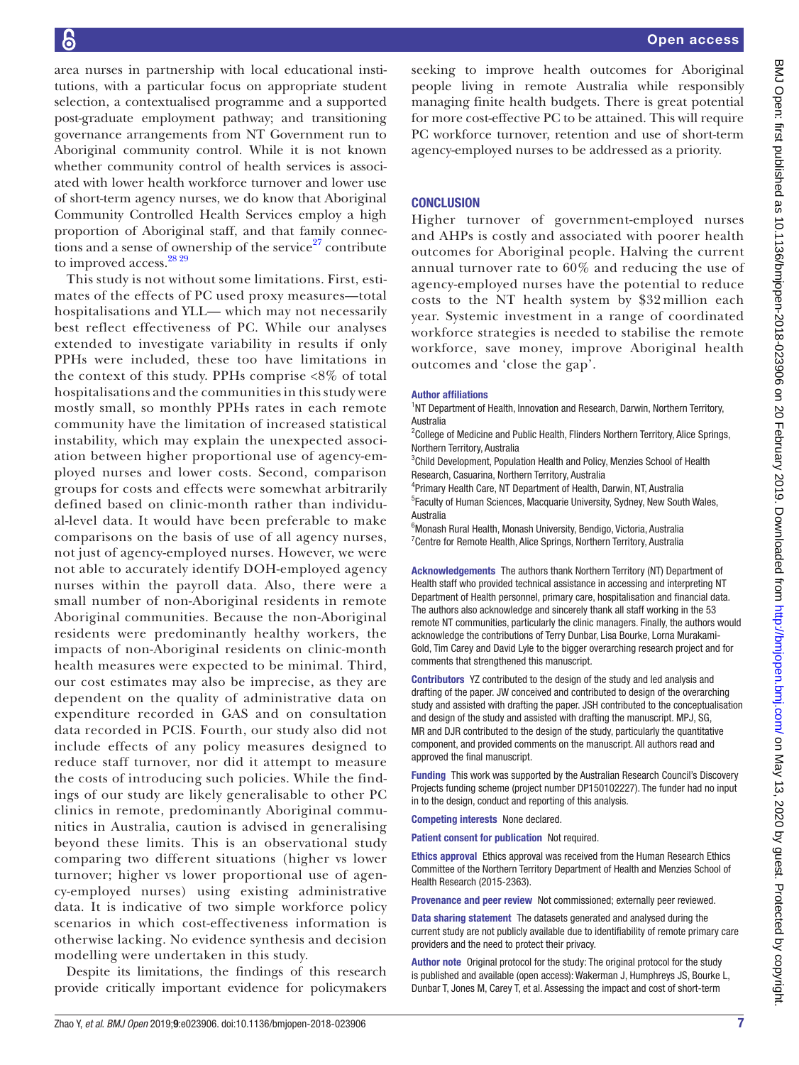area nurses in partnership with local educational institutions, with a particular focus on appropriate student selection, a contextualised programme and a supported post-graduate employment pathway; and transitioning governance arrangements from NT Government run to Aboriginal community control. While it is not known whether community control of health services is associated with lower health workforce turnover and lower use of short-term agency nurses, we do know that Aboriginal Community Controlled Health Services employ a high proportion of Aboriginal staff, and that family connections and a sense of ownership of the service[27] contribute to improved access.[28 29]

This study is not without some limitations. First, estimates of the effects of PC used proxy measures—total hospitalisations and YLL— which may not necessarily best reflect effectiveness of PC. While our analyses extended to investigate variability in results if only PPHs were included, these too have limitations in the context of this study. PPHs comprise <8% of total hospitalisations and the communities in this study were mostly small, so monthly PPHs rates in each remote community have the limitation of increased statistical instability, which may explain the unexpected association between higher proportional use of agency-employed nurses and lower costs. Second, comparison groups for costs and effects were somewhat arbitrarily defined based on clinic-month rather than individual-level data. It would have been preferable to make comparisons on the basis of use of all agency nurses, not just of agency-employed nurses. However, we were not able to accurately identify DOH-employed agency nurses within the payroll data. Also, there were a small number of non-Aboriginal residents in remote Aboriginal communities. Because the non-Aboriginal residents were predominantly healthy workers, the impacts of non-Aboriginal residents on clinic-month health measures were expected to be minimal. Third, our cost estimates may also be imprecise, as they are dependent on the quality of administrative data on expenditure recorded in GAS and on consultation data recorded in PCIS. Fourth, our study also did not include effects of any policy measures designed to reduce staff turnover, nor did it attempt to measure the costs of introducing such policies. While the findings of our study are likely generalisable to other PC clinics in remote, predominantly Aboriginal communities in Australia, caution is advised in generalising beyond these limits. This is an observational study comparing two different situations (higher vs lower turnover; higher vs lower proportional use of agency-employed nurses) using existing administrative data. It is indicative of two simple workforce policy scenarios in which cost-effectiveness information is otherwise lacking. No evidence synthesis and decision modelling were undertaken in this study.

Despite its limitations, the findings of this research provide critically important evidence for policymakers seeking to improve health outcomes for Aboriginal people living in remote Australia while responsibly managing finite health budgets. There is great potential for more cost-effective PC to be attained. This will require PC workforce turnover, retention and use of short-term agency-employed nurses to be addressed as a priority.

## CONCLUSION

Higher turnover of government-employed nurses and AHPs is costly and associated with poorer health outcomes for Aboriginal people. Halving the current annual turnover rate to 60% and reducing the use of agency-employed nurses have the potential to reduce costs to the NT health system by \$32 million each year. Systemic investment in a range of coordinated workforce strategies is needed to stabilise the remote workforce, save money, improve Aboriginal health outcomes and 'close the gap'.

**Author affiliations**

[1]NT Department of Health, Innovation and Research, Darwin, Northern Territory, Australia
[2]College of Medicine and Public Health, Flinders Northern Territory, Alice Springs, Northern Territory, Australia
[3]Child Development, Population Health and Policy, Menzies School of Health Research, Casuarina, Northern Territory, Australia
[4]Primary Health Care, NT Department of Health, Darwin, NT, Australia
[5]Faculty of Human Sciences, Macquarie University, Sydney, New South Wales, Australia
[6]Monash Rural Health, Monash University, Bendigo, Victoria, Australia
[7]Centre for Remote Health, Alice Springs, Northern Territory, Australia

**Acknowledgements** The authors thank Northern Territory (NT) Department of Health staff who provided technical assistance in accessing and interpreting NT Department of Health personnel, primary care, hospitalisation and financial data. The authors also acknowledge and sincerely thank all staff working in the 53 remote NT communities, particularly the clinic managers. Finally, the authors would acknowledge the contributions of Terry Dunbar, Lisa Bourke, Lorna Murakami-Gold, Tim Carey and David Lyle to the bigger overarching research project and for comments that strengthened this manuscript.

**Contributors** YZ contributed to the design of the study and led analysis and drafting of the paper. JW conceived and contributed to design of the overarching study and assisted with drafting the paper. JSH contributed to the conceptualisation and design of the study and assisted with drafting the manuscript. MPJ, SG, MR and DJR contributed to the design of the study, particularly the quantitative component, and provided comments on the manuscript. All authors read and approved the final manuscript.

**Funding** This work was supported by the Australian Research Council's Discovery Projects funding scheme (project number DP150102227). The funder had no input in to the design, conduct and reporting of this analysis.

**Competing interests** None declared.

**Patient consent for publication** Not required.

**Ethics approval** Ethics approval was received from the Human Research Ethics Committee of the Northern Territory Department of Health and Menzies School of Health Research (2015-2363).

**Provenance and peer review** Not commissioned; externally peer reviewed.

**Data sharing statement** The datasets generated and analysed during the current study are not publicly available due to identifiability of remote primary care providers and the need to protect their privacy.

**Author note** Original protocol for the study: The original protocol for the study is published and available (open access): Wakerman J, Humphreys JS, Bourke L, Dunbar T, Jones M, Carey T, et al. Assessing the impact and cost of short-term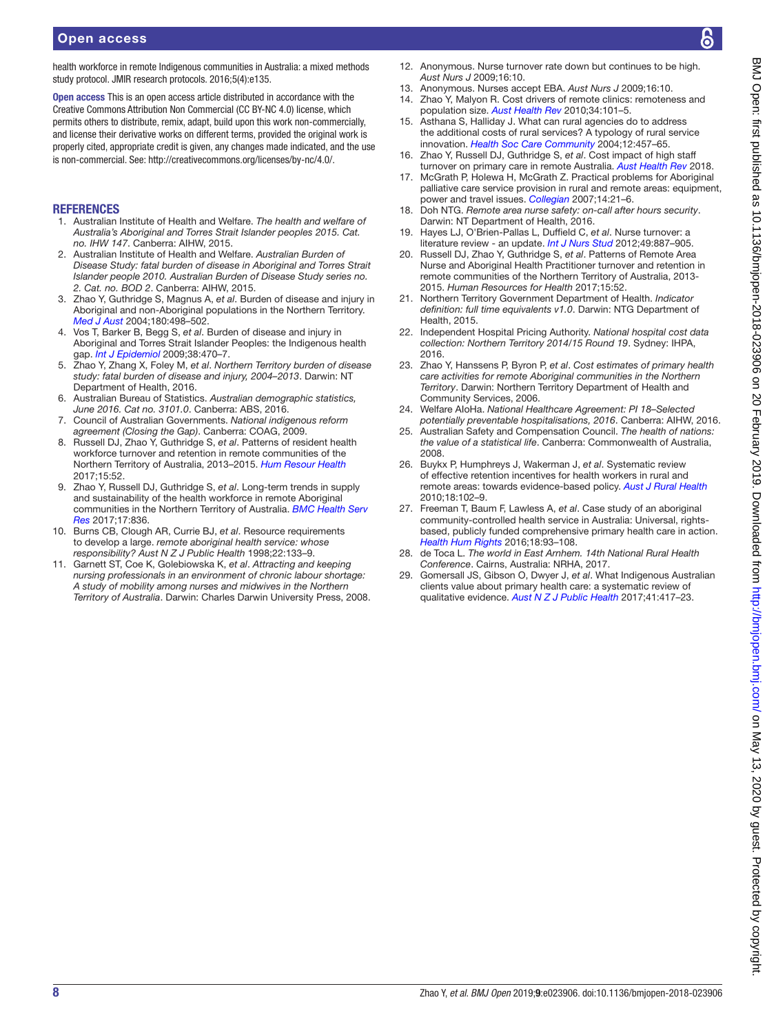health workforce in remote Indigenous communities in Australia: a mixed methods study protocol. JMIR research protocols. 2016;5(4):e135.

**Open access** This is an open access article distributed in accordance with the Creative Commons Attribution Non Commercial (CC BY-NC 4.0) license, which permits others to distribute, remix, adapt, build upon this work non-commercially, and license their derivative works on different terms, provided the original work is properly cited, appropriate credit is given, any changes made indicated, and the use is non-commercial. See: http://creativecommons.org/licenses/by-nc/4.0/.

## REFERENCES

1. Australian Institute of Health and Welfare. *The health and welfare of Australia's Aboriginal and Torres Strait Islander peoples 2015. Cat. no. IHW 147*. Canberra: AIHW, 2015.
2. Australian Institute of Health and Welfare. *Australian Burden of Disease Study: fatal burden of disease in Aboriginal and Torres Strait Islander people 2010. Australian Burden of Disease Study series no. 2. Cat. no. BOD 2*. Canberra: AIHW, 2015.
3. Zhao Y, Guthridge S, Magnus A, *et al*. Burden of disease and injury in Aboriginal and non-Aboriginal populations in the Northern Territory. *Med J Aust* 2004;180:498–502.
4. Vos T, Barker B, Begg S, *et al*. Burden of disease and injury in Aboriginal and Torres Strait Islander Peoples: the Indigenous health gap. *Int J Epidemiol* 2009;38:470–7.
5. Zhao Y, Zhang X, Foley M, *et al*. *Northern Territory burden of disease study: fatal burden of disease and injury, 2004–2013*. Darwin: NT Department of Health, 2016.
6. Australian Bureau of Statistics. *Australian demographic statistics, June 2016. Cat no. 3101.0*. Canberra: ABS, 2016.
7. Council of Australian Governments. *National indigenous reform agreement (Closing the Gap)*. Canberra: COAG, 2009.
8. Russell DJ, Zhao Y, Guthridge S, *et al*. Patterns of resident health workforce turnover and retention in remote communities of the Northern Territory of Australia, 2013–2015. *Hum Resour Health* 2017;15:52.
9. Zhao Y, Russell DJ, Guthridge S, *et al*. Long-term trends in supply and sustainability of the health workforce in remote Aboriginal communities in the Northern Territory of Australia. *BMC Health Serv Res* 2017;17:836.
10. Burns CB, Clough AR, Currie BJ, *et al*. Resource requirements to develop a large. *remote aboriginal health service: whose responsibility? Aust N Z J Public Health* 1998;22:133–9.
11. Garnett ST, Coe K, Golebiowska K, *et al*. *Attracting and keeping nursing professionals in an environment of chronic labour shortage: A study of mobility among nurses and midwives in the Northern Territory of Australia*. Darwin: Charles Darwin University Press, 2008.
12. Anonymous. Nurse turnover rate down but continues to be high. *Aust Nurs J* 2009;16:10.
13. Anonymous. Nurses accept EBA. *Aust Nurs J* 2009;16:10.
14. Zhao Y, Malyon R. Cost drivers of remote clinics: remoteness and population size. *Aust Health Rev* 2010;34:101–5.
15. Asthana S, Halliday J. What can rural agencies do to address the additional costs of rural services? A typology of rural service innovation. *Health Soc Care Community* 2004;12:457–65.
16. Zhao Y, Russell DJ, Guthridge S, *et al*. Cost impact of high staff turnover on primary care in remote Australia. *Aust Health Rev* 2018.
17. McGrath P, Holewa H, McGrath Z. Practical problems for Aboriginal palliative care service provision in rural and remote areas: equipment, power and travel issues. *Collegian* 2007;14:21–6.
18. Doh NTG. *Remote area nurse safety: on-call after hours security*. Darwin: NT Department of Health, 2016.
19. Hayes LJ, O'Brien-Pallas L, Duffield C, *et al*. Nurse turnover: a literature review - an update. *Int J Nurs Stud* 2012;49:887–905.
20. Russell DJ, Zhao Y, Guthridge S, *et al*. Patterns of Remote Area Nurse and Aboriginal Health Practitioner turnover and retention in remote communities of the Northern Territory of Australia, 2013-2015. *Human Resources for Health* 2017;15:52.
21. Northern Territory Government Department of Health. *Indicator definition: full time equivalents v1.0*. Darwin: NTG Department of Health, 2015.
22. Independent Hospital Pricing Authority. *National hospital cost data collection: Northern Territory 2014/15 Round 19*. Sydney: IHPA, 2016.
23. Zhao Y, Hanssens P, Byron P, *et al*. *Cost estimates of primary health care activities for remote Aboriginal communities in the Northern Territory*. Darwin: Northern Territory Department of Health and Community Services, 2006.
24. Welfare AIoHa. *National Healthcare Agreement: PI 18–Selected potentially preventable hospitalisations, 2016*. Canberra: AIHW, 2016.
25. Australian Safety and Compensation Council. *The health of nations: the value of a statistical life*. Canberra: Commonwealth of Australia, 2008.
26. Buykx P, Humphreys J, Wakerman J, *et al*. Systematic review of effective retention incentives for health workers in rural and remote areas: towards evidence-based policy. *Aust J Rural Health* 2010;18:102–9.
27. Freeman T, Baum F, Lawless A, *et al*. Case study of an aboriginal community-controlled health service in Australia: Universal, rights-based, publicly funded comprehensive primary health care in action. *Health Hum Rights* 2016;18:93–108.
28. de Toca L. *The world in East Arnhem. 14th National Rural Health Conference*. Cairns, Australia: NRHA, 2017.
29. Gomersall JS, Gibson O, Dwyer J, *et al*. What Indigenous Australian clients value about primary health care: a systematic review of qualitative evidence. *Aust N Z J Public Health* 2017;41:417–23.